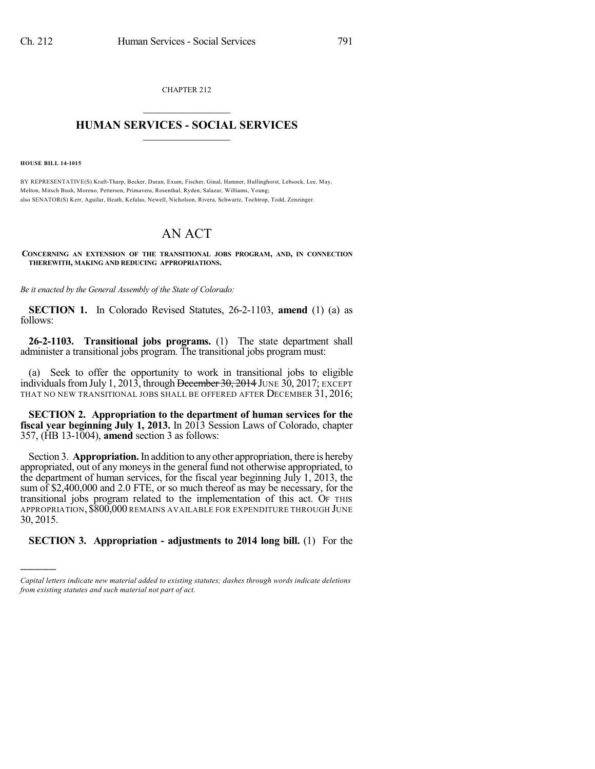CHAPTER 212

# HUMAN SERVICES - SOCIAL SERVICES

**HOUSE BILL 14-1015**

BY REPRESENTATIVE(S) Kraft-Tharp, Becker, Duran, Exum, Fischer, Ginal, Hamner, Hullinghorst, Lebsock, Lee, May, Melton, Mitsch Bush, Moreno, Pettersen, Primavera, Rosenthal, Ryden, Salazar, Williams, Young; also SENATOR(S) Kerr, Aguilar, Heath, Kefalas, Newell, Nicholson, Rivera, Schwartz, Tochtrop, Todd, Zenzinger.

# AN ACT

**CONCERNING AN EXTENSION OF THE TRANSITIONAL JOBS PROGRAM, AND, IN CONNECTION THEREWITH, MAKING AND REDUCING APPROPRIATIONS.**

*Be it enacted by the General Assembly of the State of Colorado:*

**SECTION 1.** In Colorado Revised Statutes, 26-2-1103, **amend** (1) (a) as follows:

**26-2-1103. Transitional jobs programs.** (1) The state department shall administer a transitional jobs program. The transitional jobs program must:

(a) Seek to offer the opportunity to work in transitional jobs to eligible individuals from July 1, 2013, through ~~December 30, 2014~~ JUNE 30, 2017; EXCEPT THAT NO NEW TRANSITIONAL JOBS SHALL BE OFFERED AFTER DECEMBER 31, 2016;

**SECTION 2. Appropriation to the department of human services for the fiscal year beginning July 1, 2013.** In 2013 Session Laws of Colorado, chapter 357, (HB 13-1004), **amend** section 3 as follows:

Section 3. **Appropriation.** In addition to any other appropriation, there is hereby appropriated, out of any moneys in the general fund not otherwise appropriated, to the department of human services, for the fiscal year beginning July 1, 2013, the sum of $2,400,000 and 2.0 FTE, or so much thereof as may be necessary, for the transitional jobs program related to the implementation of this act. OF THIS APPROPRIATION, $800,000 REMAINS AVAILABLE FOR EXPENDITURE THROUGH JUNE 30, 2015.

**SECTION 3. Appropriation - adjustments to 2014 long bill.** (1) For the

---

*Capital letters indicate new material added to existing statutes; dashes through words indicate deletions from existing statutes and such material not part of act.*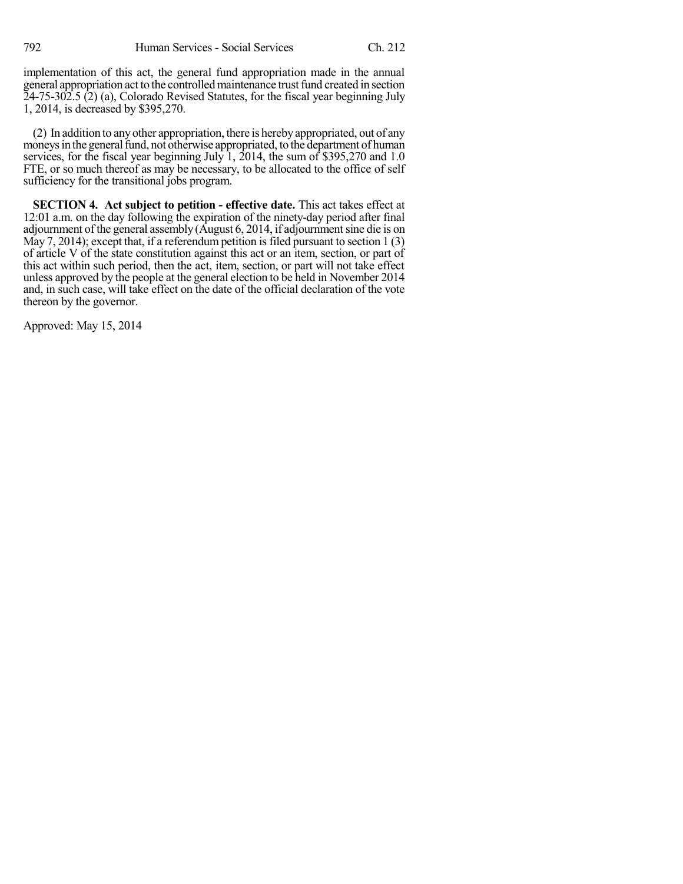implementation of this act, the general fund appropriation made in the annual general appropriation act to the controlled maintenance trust fund created in section 24-75-302.5 (2) (a), Colorado Revised Statutes, for the fiscal year beginning July 1, 2014, is decreased by $395,270.

(2) In addition to any other appropriation, there is hereby appropriated, out of any moneys in the general fund, not otherwise appropriated, to the department of human services, for the fiscal year beginning July 1, 2014, the sum of $395,270 and 1.0 FTE, or so much thereof as may be necessary, to be allocated to the office of self sufficiency for the transitional jobs program.

**SECTION 4. Act subject to petition - effective date.** This act takes effect at 12:01 a.m. on the day following the expiration of the ninety-day period after final adjournment of the general assembly (August 6, 2014, if adjournment sine die is on May 7, 2014); except that, if a referendum petition is filed pursuant to section 1 (3) of article V of the state constitution against this act or an item, section, or part of this act within such period, then the act, item, section, or part will not take effect unless approved by the people at the general election to be held in November 2014 and, in such case, will take effect on the date of the official declaration of the vote thereon by the governor.

Approved: May 15, 2014